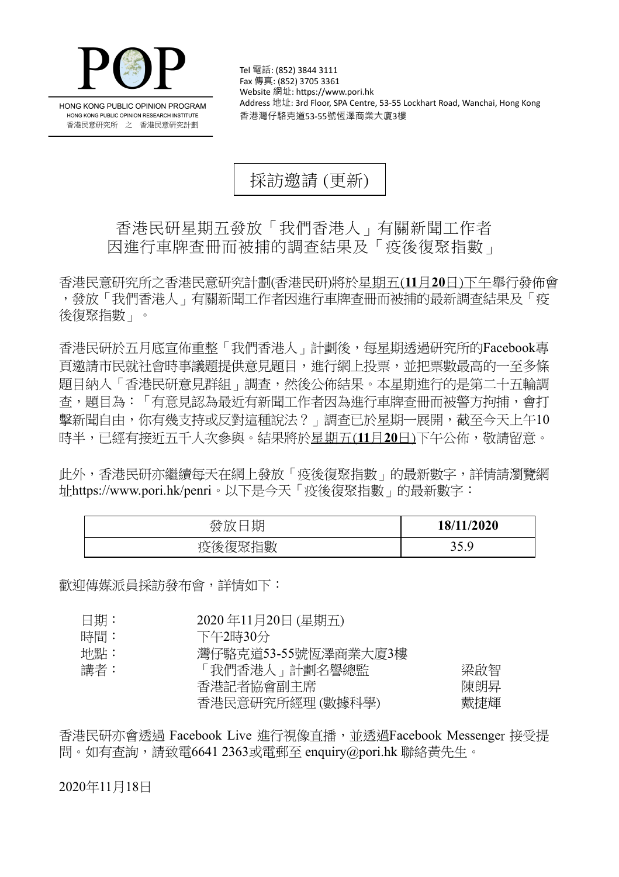**POP**

HONG KONG PUBLIC OPINION PROGRAM
HONG KONG PUBLIC OPINION RESEARCH INSTITUTE
香港民意研究所 之 香港民意研究計劃

Tel 電話: (852) 3844 3111
Fax 傳真: (852) 3705 3361
Website 網址: https://www.pori.hk
Address 地址: 3rd Floor, SPA Centre, 53-55 Lockhart Road, Wanchai, Hong Kong
香港灣仔駱克道53-55號恆澤商業大廈3樓

# 採訪邀請 (更新)

## 香港民研星期五發放「我們香港人」有關新聞工作者因進行車牌查冊而被捕的調查結果及「疫後復聚指數」

香港民意研究所之香港民意研究計劃(香港民研)將於<u>星期五(**11**月**20**日)</u>下午舉行發佈會，發放「我們香港人」有關新聞工作者因進行車牌查冊而被捕的最新調查結果及「疫後復聚指數」。

香港民研於五月底宣佈重整「我們香港人」計劃後，每星期透過研究所的Facebook專頁邀請市民就社會時事議題提供意見題目，進行網上投票，並把票數最高的一至多條題目納入「香港民研意見群組」調查，然後公佈結果。本星期進行的是第二十五輪調查，題目為：「有意見認為最近有新聞工作者因為進行車牌查冊而被警方拘捕，會打擊新聞自由，你有幾支持或反對這種說法？」調查已於星期一展開，截至今天上午10時半，已經有接近五千人次參與。結果將於<u>星期五(**11**月**20**日)</u>下午公佈，敬請留意。

此外，香港民研亦繼續每天在網上發放「疫後復聚指數」的最新數字，詳情請瀏覽網址https://www.pori.hk/penri。以下是今天「疫後復聚指數」的最新數字：

| 發放日期 | **18/11/2020** |
|---|---|
| 疫後復聚指數 | 35.9 |

歡迎傳媒派員採訪發布會，詳情如下：

| | | |
|---|---|---|
| 日期： | 2020 年11月20日 (星期五) | |
| 時間： | 下午2時30分 | |
| 地點： | 灣仔駱克道53-55號恆澤商業大廈3樓 | |
| 講者： | 「我們香港人」計劃名譽總監 | 梁啟智 |
| | 香港記者協會副主席 | 陳朗昇 |
| | 香港民意研究所經理 (數據科學) | 戴捷輝 |

香港民研亦會透過 Facebook Live 進行視像直播，並透過Facebook Messenger 接受提問。如有查詢，請致電6641 2363或電郵至 enquiry@pori.hk 聯絡黃先生。

2020年11月18日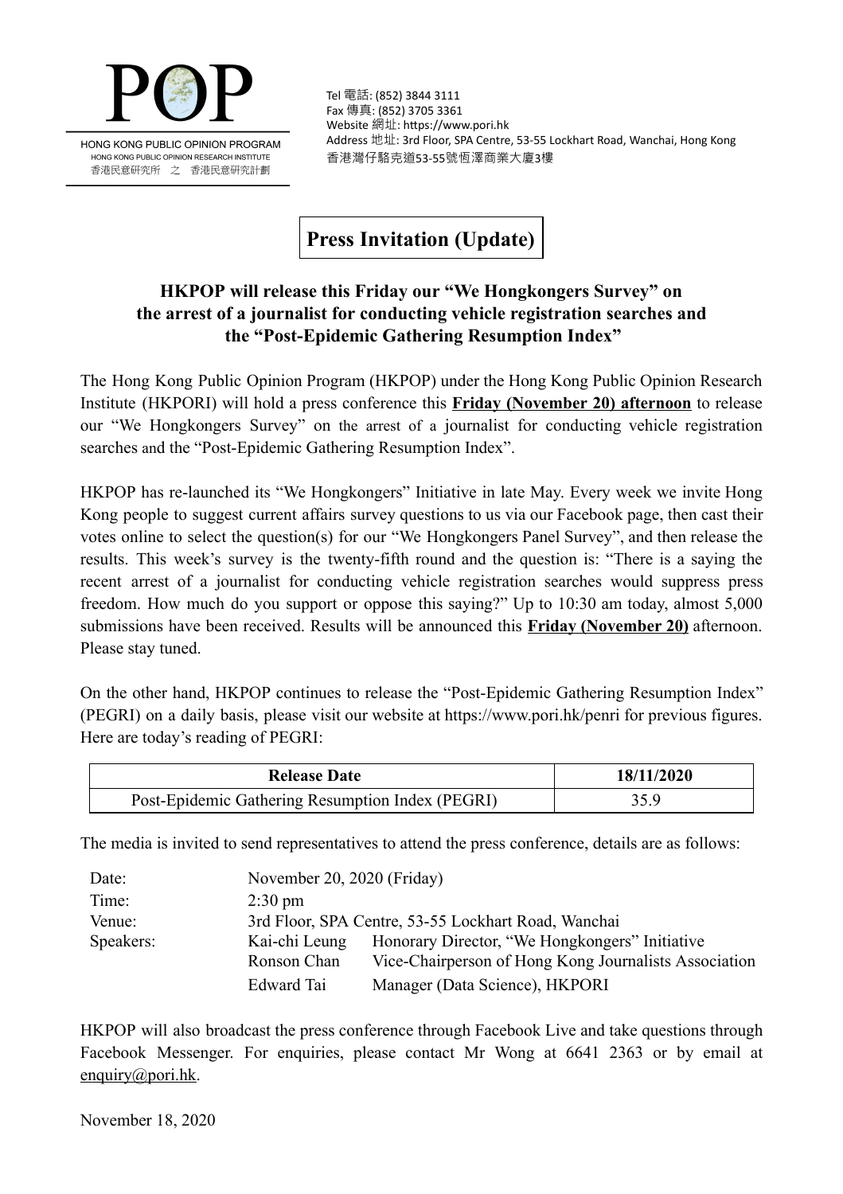POP

HONG KONG PUBLIC OPINION PROGRAM
HONG KONG PUBLIC OPINION RESEARCH INSTITUTE
香港民意研究所 之 香港民意研究計劃

Tel 電話: (852) 3844 3111
Fax 傳真: (852) 3705 3361
Website 網址: https://www.pori.hk
Address 地址: 3rd Floor, SPA Centre, 53-55 Lockhart Road, Wanchai, Hong Kong
香港灣仔駱克道53-55號恆澤商業大廈3樓

# Press Invitation (Update)

## HKPOP will release this Friday our "We Hongkongers Survey" on the arrest of a journalist for conducting vehicle registration searches and the "Post-Epidemic Gathering Resumption Index"

The Hong Kong Public Opinion Program (HKPOP) under the Hong Kong Public Opinion Research Institute (HKPORI) will hold a press conference this **Friday (November 20) afternoon** to release our "We Hongkongers Survey" on the arrest of a journalist for conducting vehicle registration searches and the "Post-Epidemic Gathering Resumption Index".

HKPOP has re-launched its "We Hongkongers" Initiative in late May. Every week we invite Hong Kong people to suggest current affairs survey questions to us via our Facebook page, then cast their votes online to select the question(s) for our "We Hongkongers Panel Survey", and then release the results. This week's survey is the twenty-fifth round and the question is: "There is a saying the recent arrest of a journalist for conducting vehicle registration searches would suppress press freedom. How much do you support or oppose this saying?" Up to 10:30 am today, almost 5,000 submissions have been received. Results will be announced this **Friday (November 20)** afternoon. Please stay tuned.

On the other hand, HKPOP continues to release the "Post-Epidemic Gathering Resumption Index" (PEGRI) on a daily basis, please visit our website at https://www.pori.hk/penri for previous figures. Here are today's reading of PEGRI:

| Release Date | 18/11/2020 |
|---|---|
| Post-Epidemic Gathering Resumption Index (PEGRI) | 35.9 |

The media is invited to send representatives to attend the press conference, details are as follows:

| | | |
|---|---|---|
| Date: | November 20, 2020 (Friday) | |
| Time: | 2:30 pm | |
| Venue: | 3rd Floor, SPA Centre, 53-55 Lockhart Road, Wanchai | |
| Speakers: | Kai-chi Leung | Honorary Director, "We Hongkongers" Initiative |
| | Ronson Chan | Vice-Chairperson of Hong Kong Journalists Association |
| | Edward Tai | Manager (Data Science), HKPORI |

HKPOP will also broadcast the press conference through Facebook Live and take questions through Facebook Messenger. For enquiries, please contact Mr Wong at 6641 2363 or by email at enquiry@pori.hk.

November 18, 2020